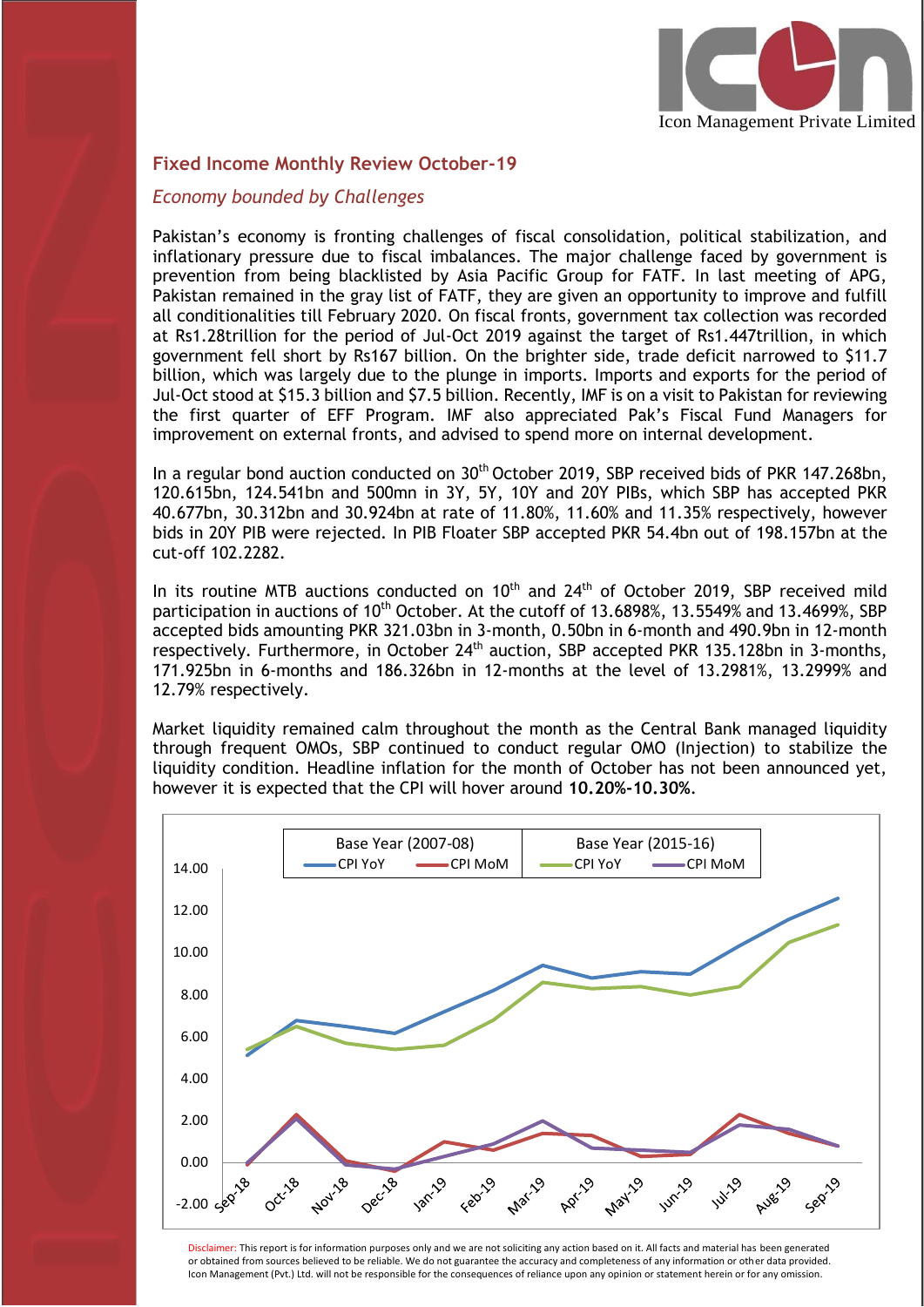## Fixed Income Monthly Review October-19

*Economy bounded by Challenges*

Pakistan's economy is fronting challenges of fiscal consolidation, political stabilization, and inflationary pressure due to fiscal imbalances. The major challenge faced by government is prevention from being blacklisted by Asia Pacific Group for FATF. In last meeting of APG, Pakistan remained in the gray list of FATF, they are given an opportunity to improve and fulfill all conditionalities till February 2020. On fiscal fronts, government tax collection was recorded at Rs1.28trillion for the period of Jul-Oct 2019 against the target of Rs1.447trillion, in which government fell short by Rs167 billion. On the brighter side, trade deficit narrowed to $11.7 billion, which was largely due to the plunge in imports. Imports and exports for the period of Jul-Oct stood at $15.3 billion and $7.5 billion. Recently, IMF is on a visit to Pakistan for reviewing the first quarter of EFF Program. IMF also appreciated Pak's Fiscal Fund Managers for improvement on external fronts, and advised to spend more on internal development.

In a regular bond auction conducted on 30th October 2019, SBP received bids of PKR 147.268bn, 120.615bn, 124.541bn and 500mn in 3Y, 5Y, 10Y and 20Y PIBs, which SBP has accepted PKR 40.677bn, 30.312bn and 30.924bn at rate of 11.80%, 11.60% and 11.35% respectively, however bids in 20Y PIB were rejected. In PIB Floater SBP accepted PKR 54.4bn out of 198.157bn at the cut-off 102.2282.

In its routine MTB auctions conducted on 10th and 24th of October 2019, SBP received mild participation in auctions of 10th October. At the cutoff of 13.6898%, 13.5549% and 13.4699%, SBP accepted bids amounting PKR 321.03bn in 3-month, 0.50bn in 6-month and 490.9bn in 12-month respectively. Furthermore, in October 24th auction, SBP accepted PKR 135.128bn in 3-months, 171.925bn in 6-months and 186.326bn in 12-months at the level of 13.2981%, 13.2999% and 12.79% respectively.

Market liquidity remained calm throughout the month as the Central Bank managed liquidity through frequent OMOs, SBP continued to conduct regular OMO (Injection) to stabilize the liquidity condition. Headline inflation for the month of October has not been announced yet, however it is expected that the CPI will hover around **10.20%-10.30%**.

Disclaimer: This report is for information purposes only and we are not soliciting any action based on it. All facts and material has been generated or obtained from sources believed to be reliable. We do not guarantee the accuracy and completeness of any information or other data provided. Icon Management (Pvt.) Ltd. will not be responsible for the consequences of reliance upon any opinion or statement herein or for any omission.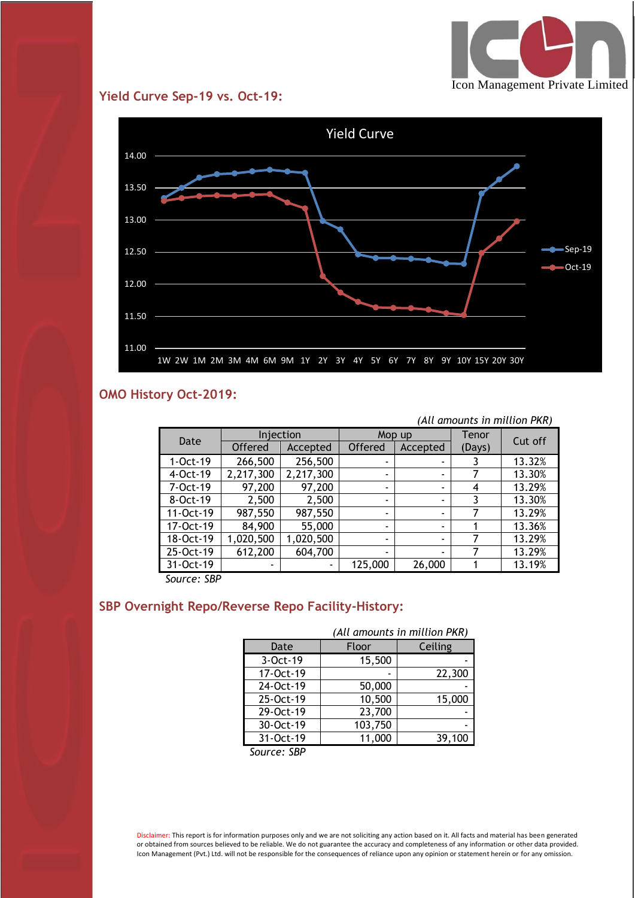Icon Management Private Limited

## Yield Curve Sep-19 vs. Oct-19:

Yield Curve

14.00
13.50
13.00
12.50
12.00
11.50
11.00

1W 2W 1M 2M 3M 4M 6M 9M 1Y 2Y 3Y 4Y 5Y 6Y 7Y 8Y 9Y 10Y 15Y 20Y 30Y

Sep-19
Oct-19

## OMO History Oct-2019:

*(All amounts in million PKR)*

| Date | Injection | | Mop up | | Tenor (Days) | Cut off |
|---|---|---|---|---|---|---|
| | Offered | Accepted | Offered | Accepted | | |
| 1-Oct-19 | 266,500 | 256,500 | - | - | 3 | 13.32% |
| 4-Oct-19 | 2,217,300 | 2,217,300 | - | - | 7 | 13.30% |
| 7-Oct-19 | 97,200 | 97,200 | - | - | 4 | 13.29% |
| 8-Oct-19 | 2,500 | 2,500 | - | - | 3 | 13.30% |
| 11-Oct-19 | 987,550 | 987,550 | - | - | 7 | 13.29% |
| 17-Oct-19 | 84,900 | 55,000 | - | - | 1 | 13.36% |
| 18-Oct-19 | 1,020,500 | 1,020,500 | - | - | 7 | 13.29% |
| 25-Oct-19 | 612,200 | 604,700 | - | - | 7 | 13.29% |
| 31-Oct-19 | - | - | 125,000 | 26,000 | 1 | 13.19% |

*Source: SBP*

## SBP Overnight Repo/Reverse Repo Facility-History:

*(All amounts in million PKR)*

| Date | Floor | Ceiling |
|---|---|---|
| 3-Oct-19 | 15,500 | - |
| 17-Oct-19 | - | 22,300 |
| 24-Oct-19 | 50,000 | - |
| 25-Oct-19 | 10,500 | 15,000 |
| 29-Oct-19 | 23,700 | - |
| 30-Oct-19 | 103,750 | - |
| 31-Oct-19 | 11,000 | 39,100 |

*Source: SBP*

Disclaimer: This report is for information purposes only and we are not soliciting any action based on it. All facts and material has been generated or obtained from sources believed to be reliable. We do not guarantee the accuracy and completeness of any information or other data provided. Icon Management (Pvt.) Ltd. will not be responsible for the consequences of reliance upon any opinion or statement herein or for any omission.